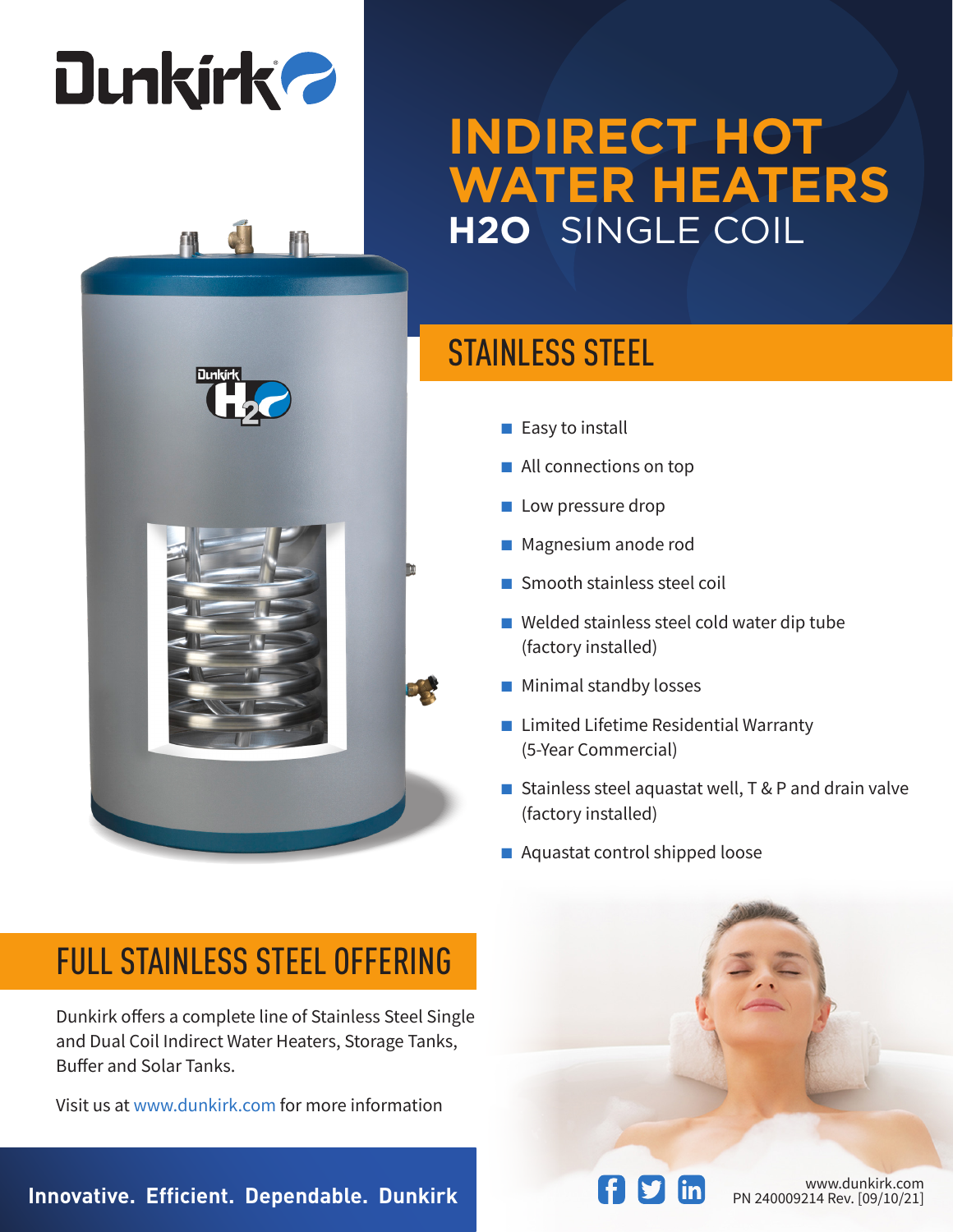# INDIRECT HOT WATER HEATERS

## H2O SINGLE COIL

## STAINLESS STEEL

- Easy to install
- All connections on top
- Low pressure drop
- Magnesium anode rod
- Smooth stainless steel coil
- Welded stainless steel cold water dip tube (factory installed)
- Minimal standby losses
- Limited Lifetime Residential Warranty (5-Year Commercial)
- Stainless steel aquastat well, T & P and drain valve (factory installed)
- Aquastat control shipped loose

## FULL STAINLESS STEEL OFFERING

Dunkirk offers a complete line of Stainless Steel Single and Dual Coil Indirect Water Heaters, Storage Tanks, Buffer and Solar Tanks.

Visit us at www.dunkirk.com for more information

**Innovative. Efficient. Dependable. Dunkirk**

www.dunkirk.com
PN 240009214 Rev. [09/10/21]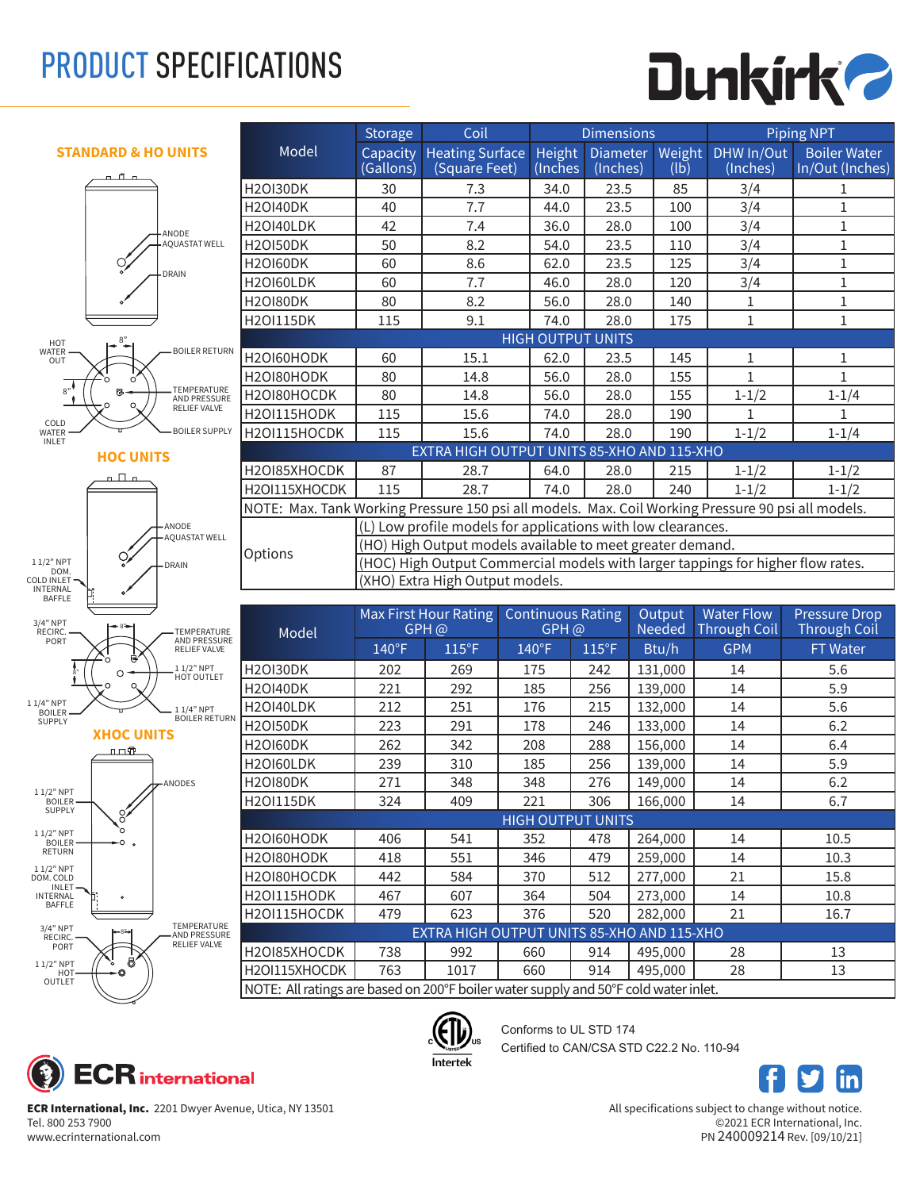# PRODUCT SPECIFICATIONS

Dunkirk

## STANDARD & HO UNITS

ANODE
AQUASTAT WELL
DRAIN

HOT WATER OUT
8"
BOILER RETURN
8"
TEMPERATURE AND PRESSURE RELIEF VALVE
COLD WATER INLET
BOILER SUPPLY

## HOC UNITS

ANODE
AQUASTAT WELL
1 1/2" NPT DOM. COLD INLET INTERNAL BAFFLE
DRAIN
3/4" NPT RECIRC. PORT
8"
TEMPERATURE AND PRESSURE RELIEF VALVE
8"
1 1/2" NPT HOT OUTLET
1 1/4" NPT BOILER SUPPLY
1 1/4" NPT BOILER RETURN

## XHOC UNITS

ANODES
1 1/2" NPT BOILER SUPPLY
1 1/2" NPT BOILER RETURN
1 1/2" NPT DOM. COLD INLET INTERNAL BAFFLE
3/4" NPT RECIRC. PORT
8"
TEMPERATURE AND PRESSURE RELIEF VALVE
1 1/2" NPT HOT OUTLET

| Model | Storage Capacity (Gallons) | Coil Heating Surface (Square Feet) | Dimensions Height (Inches) | Dimensions Diameter (Inches) | Dimensions Weight (lb) | Piping NPT DHW In/Out (Inches) | Piping NPT Boiler Water In/Out (Inches) |
|---|---|---|---|---|---|---|---|
| H2OI30DK | 30 | 7.3 | 34.0 | 23.5 | 85 | 3/4 | 1 |
| H2OI40DK | 40 | 7.7 | 44.0 | 23.5 | 100 | 3/4 | 1 |
| H2OI40LDK | 42 | 7.4 | 36.0 | 28.0 | 100 | 3/4 | 1 |
| H2OI50DK | 50 | 8.2 | 54.0 | 23.5 | 110 | 3/4 | 1 |
| H2OI60DK | 60 | 8.6 | 62.0 | 23.5 | 125 | 3/4 | 1 |
| H2OI60LDK | 60 | 7.7 | 46.0 | 28.0 | 120 | 3/4 | 1 |
| H2OI80DK | 80 | 8.2 | 56.0 | 28.0 | 140 | 1 | 1 |
| H2OI115DK | 115 | 9.1 | 74.0 | 28.0 | 175 | 1 | 1 |
| HIGH OUTPUT UNITS | | | | | | | |
| H2OI60HODK | 60 | 15.1 | 62.0 | 23.5 | 145 | 1 | 1 |
| H2OI80HODK | 80 | 14.8 | 56.0 | 28.0 | 155 | 1 | 1 |
| H2OI80HOCDK | 80 | 14.8 | 56.0 | 28.0 | 155 | 1-1/2 | 1-1/4 |
| H2OI115HODK | 115 | 15.6 | 74.0 | 28.0 | 190 | 1 | 1 |
| H2OI115HOCDK | 115 | 15.6 | 74.0 | 28.0 | 190 | 1-1/2 | 1-1/4 |
| EXTRA HIGH OUTPUT UNITS 85-XHO AND 115-XHO | | | | | | | |
| H2OI85XHOCDK | 87 | 28.7 | 64.0 | 28.0 | 215 | 1-1/2 | 1-1/2 |
| H2OI115XHOCDK | 115 | 28.7 | 74.0 | 28.0 | 240 | 1-1/2 | 1-1/2 |
| NOTE: Max. Tank Working Pressure 150 psi all models. Max. Coil Working Pressure 90 psi all models. | | | | | | | |
| Options | (L) Low profile models for applications with low clearances. | | | | | | |
| | (HO) High Output models available to meet greater demand. | | | | | | |
| | (HOC) High Output Commercial models with larger tappings for higher flow rates. | | | | | | |
| | (XHO) Extra High Output models. | | | | | | |

| Model | Max First Hour Rating GPH @ 140°F | Max First Hour Rating GPH @ 115°F | Continuous Rating GPH @ 140°F | Continuous Rating GPH @ 115°F | Output Needed Btu/h | Water Flow Through Coil GPM | Pressure Drop Through Coil FT Water |
|---|---|---|---|---|---|---|---|
| H2OI30DK | 202 | 269 | 175 | 242 | 131,000 | 14 | 5.6 |
| H2OI40DK | 221 | 292 | 185 | 256 | 139,000 | 14 | 5.9 |
| H2OI40LDK | 212 | 251 | 176 | 215 | 132,000 | 14 | 5.6 |
| H2OI50DK | 223 | 291 | 178 | 246 | 133,000 | 14 | 6.2 |
| H2OI60DK | 262 | 342 | 208 | 288 | 156,000 | 14 | 6.4 |
| H2OI60LDK | 239 | 310 | 185 | 256 | 139,000 | 14 | 5.9 |
| H2OI80DK | 271 | 348 | 348 | 276 | 149,000 | 14 | 6.2 |
| H2OI115DK | 324 | 409 | 221 | 306 | 166,000 | 14 | 6.7 |
| HIGH OUTPUT UNITS | | | | | | | |
| H2OI60HODK | 406 | 541 | 352 | 478 | 264,000 | 14 | 10.5 |
| H2OI80HODK | 418 | 551 | 346 | 479 | 259,000 | 14 | 10.3 |
| H2OI80HOCDK | 442 | 584 | 370 | 512 | 277,000 | 21 | 15.8 |
| H2OI115HODK | 467 | 607 | 364 | 504 | 273,000 | 14 | 10.8 |
| H2OI115HOCDK | 479 | 623 | 376 | 520 | 282,000 | 21 | 16.7 |
| EXTRA HIGH OUTPUT UNITS 85-XHO AND 115-XHO | | | | | | | |
| H2OI85XHOCDK | 738 | 992 | 660 | 914 | 495,000 | 28 | 13 |
| H2OI115XHOCDK | 763 | 1017 | 660 | 914 | 495,000 | 28 | 13 |
| NOTE: All ratings are based on 200°F boiler water supply and 50°F cold water inlet. | | | | | | | |

Intertek

Conforms to UL STD 174
Certified to CAN/CSA STD C22.2 No. 110-94

ECR international

**ECR International, Inc.** 2201 Dwyer Avenue, Utica, NY 13501
Tel. 800 253 7900
www.ecrinternational.com

All specifications subject to change without notice.
©2021 ECR International, Inc.
PN 240009214 Rev. [09/10/21]